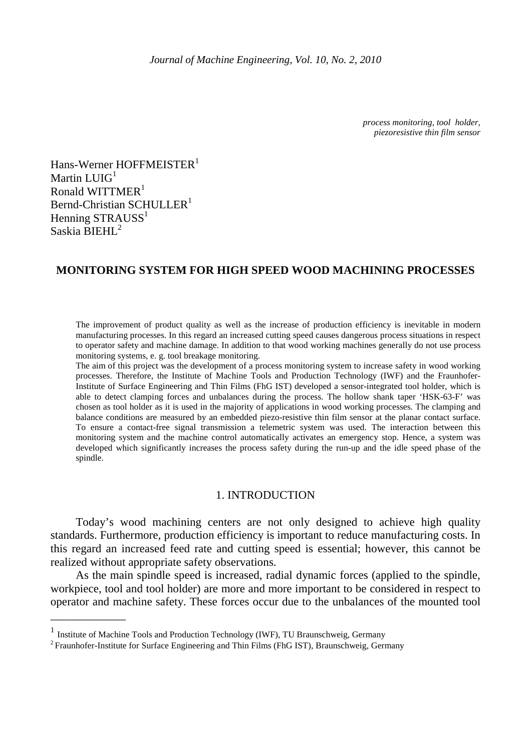*process monitoring, tool holder, piezoresistive thin film sensor*

Hans-Werner HOFFMEISTER[1]
Martin LUIG[1]
Ronald WITTMER[1]
Bernd-Christian SCHULLER[1]
Henning STRAUSS[1]
Saskia BIEHL[2]

# MONITORING SYSTEM FOR HIGH SPEED WOOD MACHINING PROCESSES

The improvement of product quality as well as the increase of production efficiency is inevitable in modern manufacturing processes. In this regard an increased cutting speed causes dangerous process situations in respect to operator safety and machine damage. In addition to that wood working machines generally do not use process monitoring systems, e. g. tool breakage monitoring.

The aim of this project was the development of a process monitoring system to increase safety in wood working processes. Therefore, the Institute of Machine Tools and Production Technology (IWF) and the Fraunhofer-Institute of Surface Engineering and Thin Films (FhG IST) developed a sensor-integrated tool holder, which is able to detect clamping forces and unbalances during the process. The hollow shank taper 'HSK-63-F' was chosen as tool holder as it is used in the majority of applications in wood working processes. The clamping and balance conditions are measured by an embedded piezo-resistive thin film sensor at the planar contact surface. To ensure a contact-free signal transmission a telemetric system was used. The interaction between this monitoring system and the machine control automatically activates an emergency stop. Hence, a system was developed which significantly increases the process safety during the run-up and the idle speed phase of the spindle.

## 1. INTRODUCTION

Today's wood machining centers are not only designed to achieve high quality standards. Furthermore, production efficiency is important to reduce manufacturing costs. In this regard an increased feed rate and cutting speed is essential; however, this cannot be realized without appropriate safety observations.

As the main spindle speed is increased, radial dynamic forces (applied to the spindle, workpiece, tool and tool holder) are more and more important to be considered in respect to operator and machine safety. These forces occur due to the unbalances of the mounted tool

---

[1] Institute of Machine Tools and Production Technology (IWF), TU Braunschweig, Germany
[2] Fraunhofer-Institute for Surface Engineering and Thin Films (FhG IST), Braunschweig, Germany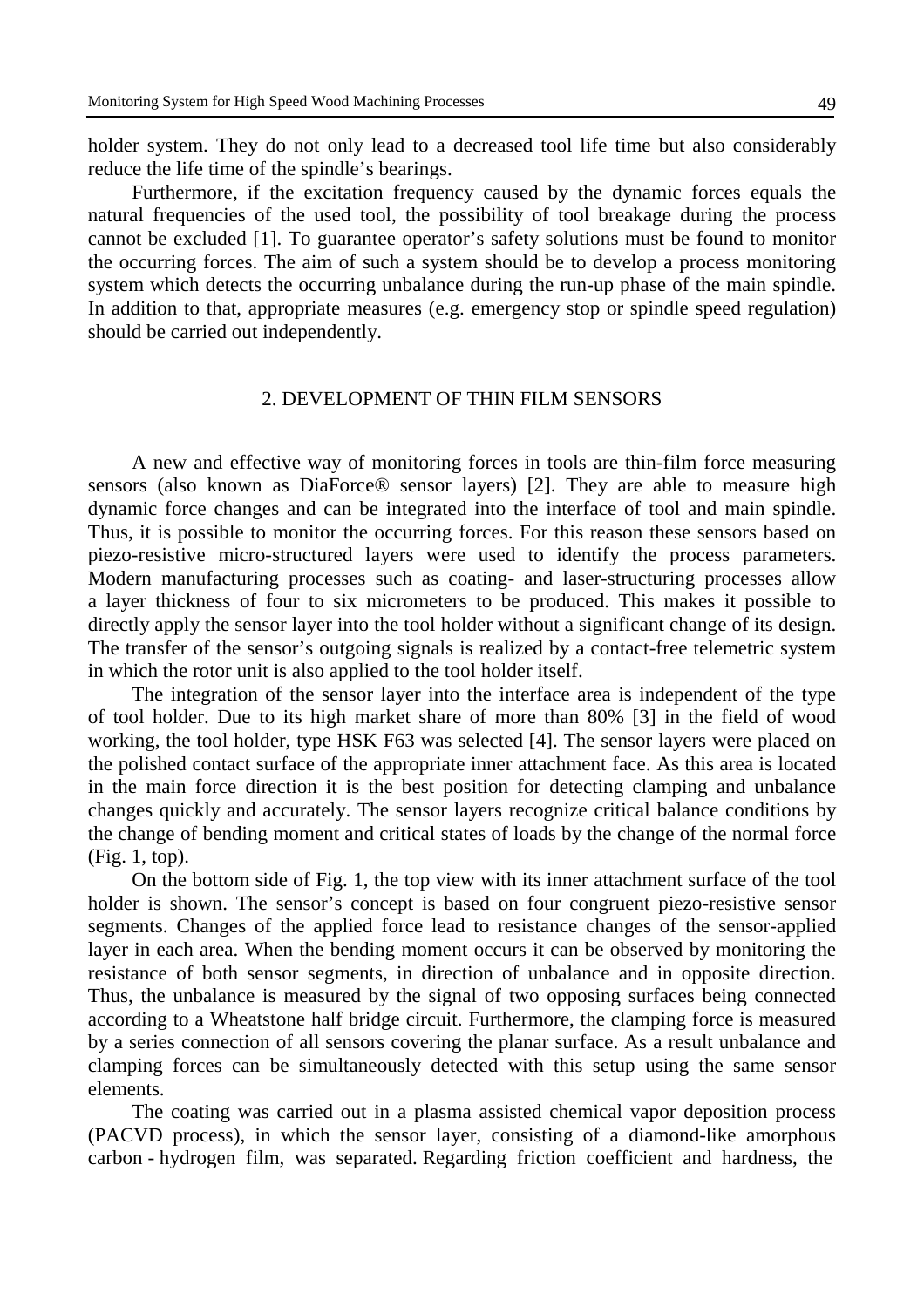holder system. They do not only lead to a decreased tool life time but also considerably reduce the life time of the spindle's bearings.

Furthermore, if the excitation frequency caused by the dynamic forces equals the natural frequencies of the used tool, the possibility of tool breakage during the process cannot be excluded [1]. To guarantee operator's safety solutions must be found to monitor the occurring forces. The aim of such a system should be to develop a process monitoring system which detects the occurring unbalance during the run-up phase of the main spindle. In addition to that, appropriate measures (e.g. emergency stop or spindle speed regulation) should be carried out independently.

## 2. DEVELOPMENT OF THIN FILM SENSORS

A new and effective way of monitoring forces in tools are thin-film force measuring sensors (also known as DiaForce® sensor layers) [2]. They are able to measure high dynamic force changes and can be integrated into the interface of tool and main spindle. Thus, it is possible to monitor the occurring forces. For this reason these sensors based on piezo-resistive micro-structured layers were used to identify the process parameters. Modern manufacturing processes such as coating- and laser-structuring processes allow a layer thickness of four to six micrometers to be produced. This makes it possible to directly apply the sensor layer into the tool holder without a significant change of its design. The transfer of the sensor's outgoing signals is realized by a contact-free telemetric system in which the rotor unit is also applied to the tool holder itself.

The integration of the sensor layer into the interface area is independent of the type of tool holder. Due to its high market share of more than 80% [3] in the field of wood working, the tool holder, type HSK F63 was selected [4]. The sensor layers were placed on the polished contact surface of the appropriate inner attachment face. As this area is located in the main force direction it is the best position for detecting clamping and unbalance changes quickly and accurately. The sensor layers recognize critical balance conditions by the change of bending moment and critical states of loads by the change of the normal force (Fig. 1, top).

On the bottom side of Fig. 1, the top view with its inner attachment surface of the tool holder is shown. The sensor's concept is based on four congruent piezo-resistive sensor segments. Changes of the applied force lead to resistance changes of the sensor-applied layer in each area. When the bending moment occurs it can be observed by monitoring the resistance of both sensor segments, in direction of unbalance and in opposite direction. Thus, the unbalance is measured by the signal of two opposing surfaces being connected according to a Wheatstone half bridge circuit. Furthermore, the clamping force is measured by a series connection of all sensors covering the planar surface. As a result unbalance and clamping forces can be simultaneously detected with this setup using the same sensor elements.

The coating was carried out in a plasma assisted chemical vapor deposition process (PACVD process), in which the sensor layer, consisting of a diamond-like amorphous carbon - hydrogen film, was separated. Regarding friction coefficient and hardness, the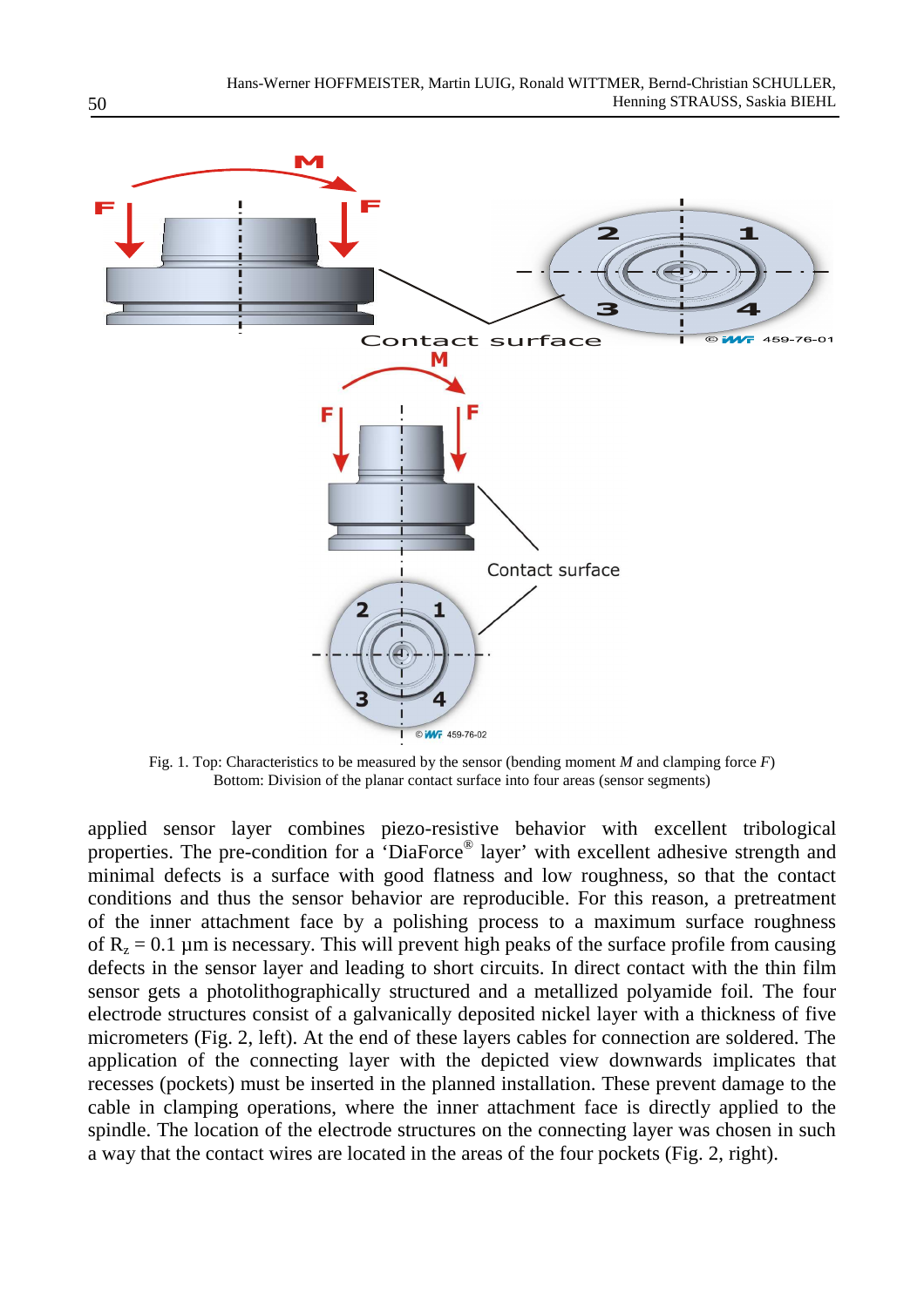Fig. 1. Top: Characteristics to be measured by the sensor (bending moment *M* and clamping force *F*)
Bottom: Division of the planar contact surface into four areas (sensor segments)

applied sensor layer combines piezo-resistive behavior with excellent tribological properties. The pre-condition for a 'DiaForce® layer' with excellent adhesive strength and minimal defects is a surface with good flatness and low roughness, so that the contact conditions and thus the sensor behavior are reproducible. For this reason, a pretreatment of the inner attachment face by a polishing process to a maximum surface roughness of $R_z$ = 0.1 µm is necessary. This will prevent high peaks of the surface profile from causing defects in the sensor layer and leading to short circuits. In direct contact with the thin film sensor gets a photolithographically structured and a metallized polyamide foil. The four electrode structures consist of a galvanically deposited nickel layer with a thickness of five micrometers (Fig. 2, left). At the end of these layers cables for connection are soldered. The application of the connecting layer with the depicted view downwards implicates that recesses (pockets) must be inserted in the planned installation. These prevent damage to the cable in clamping operations, where the inner attachment face is directly applied to the spindle. The location of the electrode structures on the connecting layer was chosen in such a way that the contact wires are located in the areas of the four pockets (Fig. 2, right).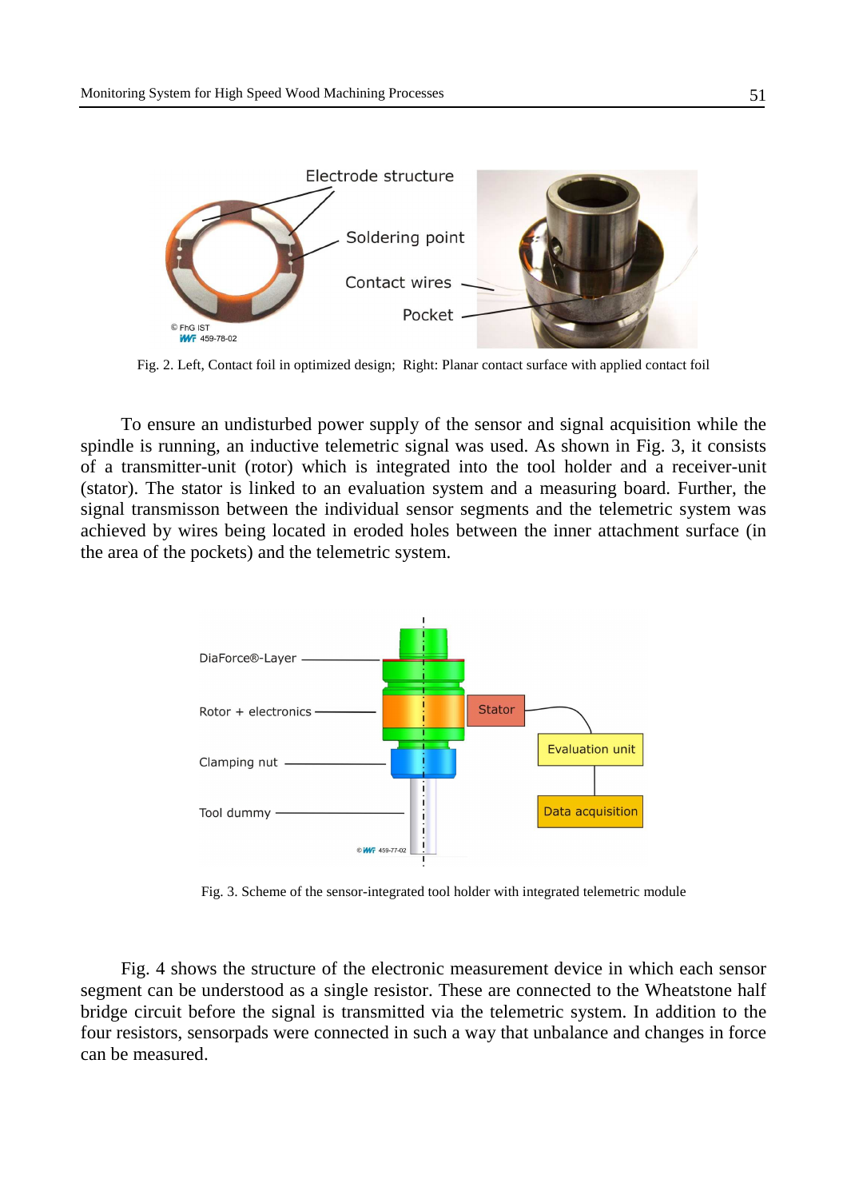Fig. 2. Left, Contact foil in optimized design; Right: Planar contact surface with applied contact foil

To ensure an undisturbed power supply of the sensor and signal acquisition while the spindle is running, an inductive telemetric signal was used. As shown in Fig. 3, it consists of a transmitter-unit (rotor) which is integrated into the tool holder and a receiver-unit (stator). The stator is linked to an evaluation system and a measuring board. Further, the signal transmisson between the individual sensor segments and the telemetric system was achieved by wires being located in eroded holes between the inner attachment surface (in the area of the pockets) and the telemetric system.

Fig. 3. Scheme of the sensor-integrated tool holder with integrated telemetric module

Fig. 4 shows the structure of the electronic measurement device in which each sensor segment can be understood as a single resistor. These are connected to the Wheatstone half bridge circuit before the signal is transmitted via the telemetric system. In addition to the four resistors, sensorpads were connected in such a way that unbalance and changes in force can be measured.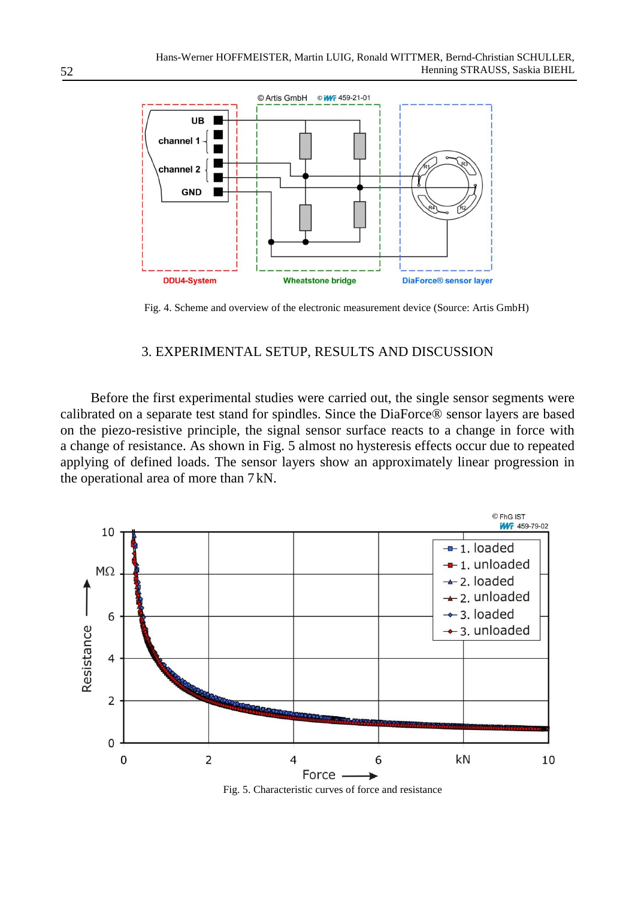Fig. 4. Scheme and overview of the electronic measurement device (Source: Artis GmbH)

## 3. EXPERIMENTAL SETUP, RESULTS AND DISCUSSION

Before the first experimental studies were carried out, the single sensor segments were calibrated on a separate test stand for spindles. Since the DiaForce® sensor layers are based on the piezo-resistive principle, the signal sensor surface reacts to a change in force with a change of resistance. As shown in Fig. 5 almost no hysteresis effects occur due to repeated applying of defined loads. The sensor layers show an approximately linear progression in the operational area of more than 7 kN.

Fig. 5. Characteristic curves of force and resistance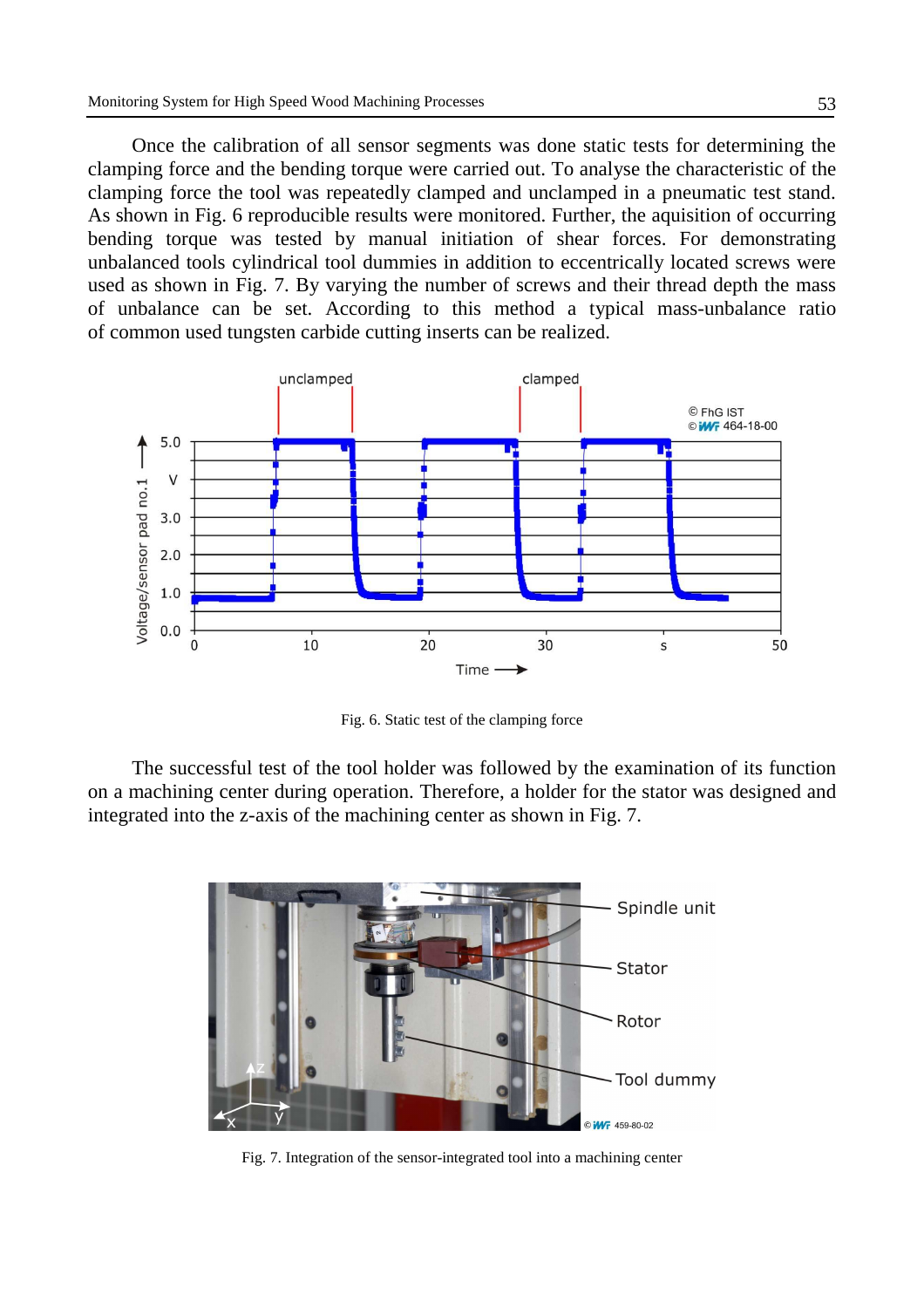Once the calibration of all sensor segments was done static tests for determining the clamping force and the bending torque were carried out. To analyse the characteristic of the clamping force the tool was repeatedly clamped and unclamped in a pneumatic test stand. As shown in Fig. 6 reproducible results were monitored. Further, the aquisition of occurring bending torque was tested by manual initiation of shear forces. For demonstrating unbalanced tools cylindrical tool dummies in addition to eccentrically located screws were used as shown in Fig. 7. By varying the number of screws and their thread depth the mass of unbalance can be set. According to this method a typical mass-unbalance ratio of common used tungsten carbide cutting inserts can be realized.

Fig. 6. Static test of the clamping force

The successful test of the tool holder was followed by the examination of its function on a machining center during operation. Therefore, a holder for the stator was designed and integrated into the z-axis of the machining center as shown in Fig. 7.

Fig. 7. Integration of the sensor-integrated tool into a machining center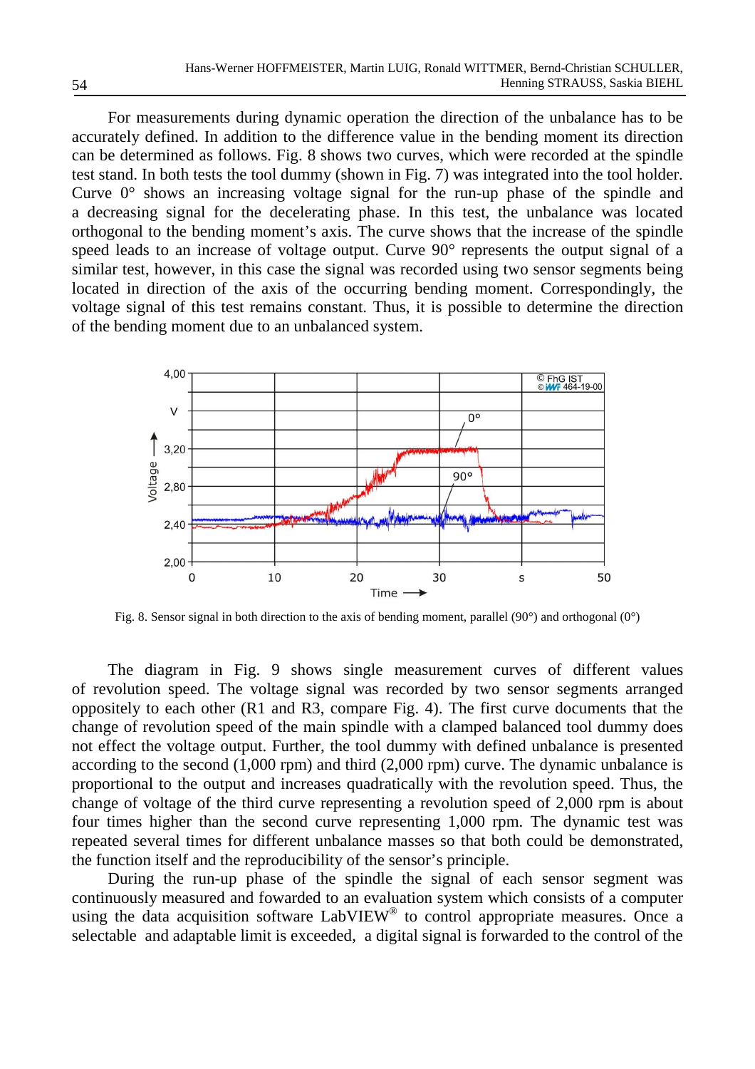For measurements during dynamic operation the direction of the unbalance has to be accurately defined. In addition to the difference value in the bending moment its direction can be determined as follows. Fig. 8 shows two curves, which were recorded at the spindle test stand. In both tests the tool dummy (shown in Fig. 7) was integrated into the tool holder. Curve 0° shows an increasing voltage signal for the run-up phase of the spindle and a decreasing signal for the decelerating phase. In this test, the unbalance was located orthogonal to the bending moment's axis. The curve shows that the increase of the spindle speed leads to an increase of voltage output. Curve 90° represents the output signal of a similar test, however, in this case the signal was recorded using two sensor segments being located in direction of the axis of the occurring bending moment. Correspondingly, the voltage signal of this test remains constant. Thus, it is possible to determine the direction of the bending moment due to an unbalanced system.

Fig. 8. Sensor signal in both direction to the axis of bending moment, parallel (90°) and orthogonal (0°)

The diagram in Fig. 9 shows single measurement curves of different values of revolution speed. The voltage signal was recorded by two sensor segments arranged oppositely to each other (R1 and R3, compare Fig. 4). The first curve documents that the change of revolution speed of the main spindle with a clamped balanced tool dummy does not effect the voltage output. Further, the tool dummy with defined unbalance is presented according to the second (1,000 rpm) and third (2,000 rpm) curve. The dynamic unbalance is proportional to the output and increases quadratically with the revolution speed. Thus, the change of voltage of the third curve representing a revolution speed of 2,000 rpm is about four times higher than the second curve representing 1,000 rpm. The dynamic test was repeated several times for different unbalance masses so that both could be demonstrated, the function itself and the reproducibility of the sensor's principle.

During the run-up phase of the spindle the signal of each sensor segment was continuously measured and fowarded to an evaluation system which consists of a computer using the data acquisition software LabVIEW® to control appropriate measures. Once a selectable and adaptable limit is exceeded, a digital signal is forwarded to the control of the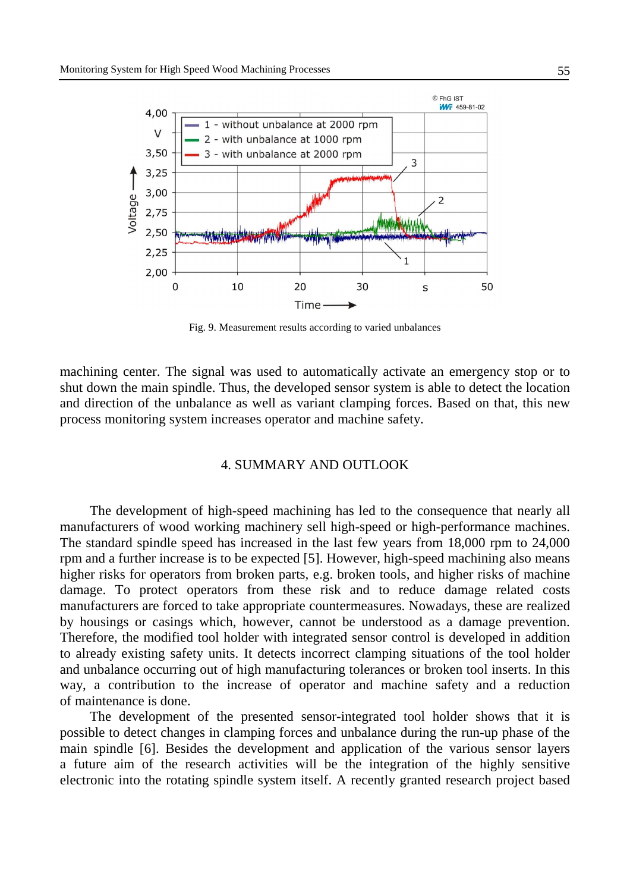Fig. 9. Measurement results according to varied unbalances

machining center. The signal was used to automatically activate an emergency stop or to shut down the main spindle. Thus, the developed sensor system is able to detect the location and direction of the unbalance as well as variant clamping forces. Based on that, this new process monitoring system increases operator and machine safety.

## 4. SUMMARY AND OUTLOOK

The development of high-speed machining has led to the consequence that nearly all manufacturers of wood working machinery sell high-speed or high-performance machines. The standard spindle speed has increased in the last few years from 18,000 rpm to 24,000 rpm and a further increase is to be expected [5]. However, high-speed machining also means higher risks for operators from broken parts, e.g. broken tools, and higher risks of machine damage. To protect operators from these risk and to reduce damage related costs manufacturers are forced to take appropriate countermeasures. Nowadays, these are realized by housings or casings which, however, cannot be understood as a damage prevention. Therefore, the modified tool holder with integrated sensor control is developed in addition to already existing safety units. It detects incorrect clamping situations of the tool holder and unbalance occurring out of high manufacturing tolerances or broken tool inserts. In this way, a contribution to the increase of operator and machine safety and a reduction of maintenance is done.

The development of the presented sensor-integrated tool holder shows that it is possible to detect changes in clamping forces and unbalance during the run-up phase of the main spindle [6]. Besides the development and application of the various sensor layers a future aim of the research activities will be the integration of the highly sensitive electronic into the rotating spindle system itself. A recently granted research project based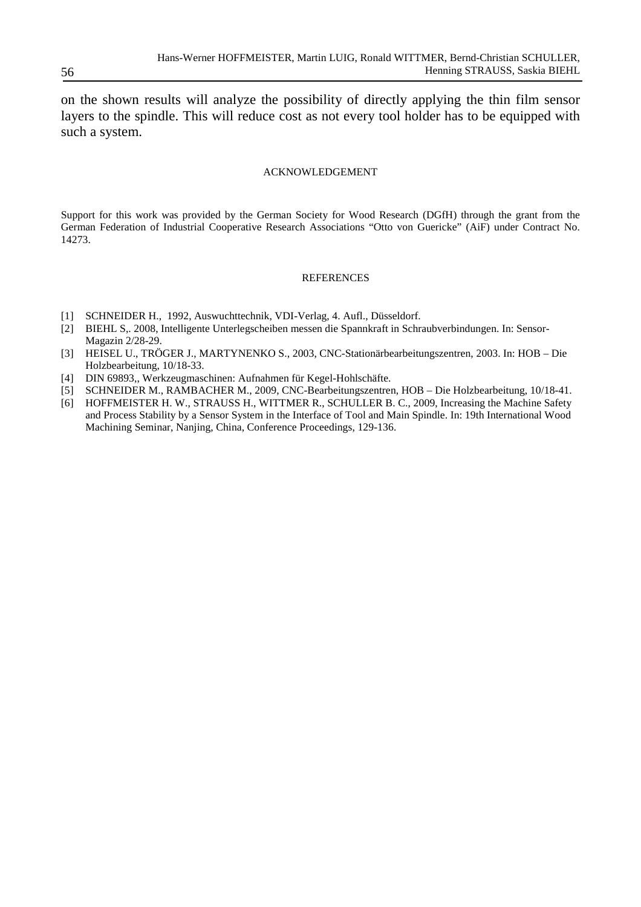on the shown results will analyze the possibility of directly applying the thin film sensor layers to the spindle. This will reduce cost as not every tool holder has to be equipped with such a system.

## ACKNOWLEDGEMENT

Support for this work was provided by the German Society for Wood Research (DGfH) through the grant from the German Federation of Industrial Cooperative Research Associations "Otto von Guericke" (AiF) under Contract No. 14273.

## REFERENCES

[1] SCHNEIDER H., 1992, Auswuchttechnik, VDI-Verlag, 4. Aufl., Düsseldorf.

[2] BIEHL S,. 2008, Intelligente Unterlegscheiben messen die Spannkraft in Schraubverbindungen. In: Sensor-Magazin 2/28-29.

[3] HEISEL U., TRÖGER J., MARTYNENKO S., 2003, CNC-Stationärbearbeitungszentren, 2003. In: HOB – Die Holzbearbeitung, 10/18-33.

[4] DIN 69893,, Werkzeugmaschinen: Aufnahmen für Kegel-Hohlschäfte.

[5] SCHNEIDER M., RAMBACHER M., 2009, CNC-Bearbeitungszentren, HOB – Die Holzbearbeitung, 10/18-41.

[6] HOFFMEISTER H. W., STRAUSS H., WITTMER R., SCHULLER B. C., 2009, Increasing the Machine Safety and Process Stability by a Sensor System in the Interface of Tool and Main Spindle. In: 19th International Wood Machining Seminar, Nanjing, China, Conference Proceedings, 129-136.